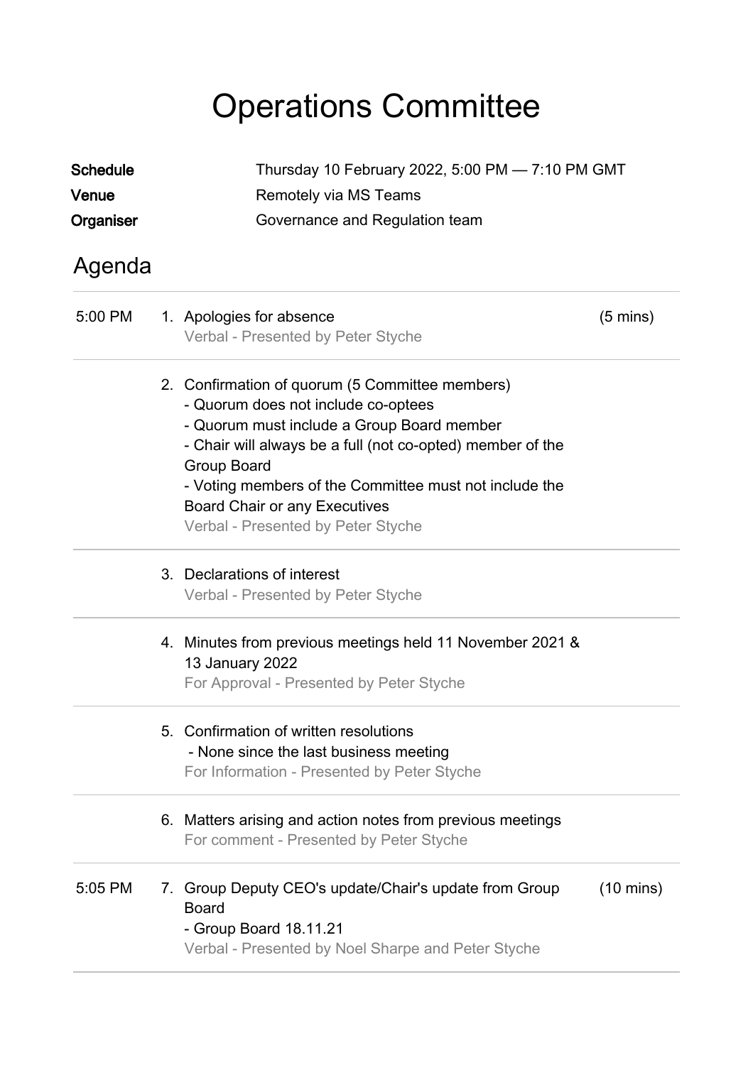# Operations Committee

**Schedule** Thursday 10 February 2022, 5:00 PM — 7:10 PM GMT
**Venue** Remotely via MS Teams
**Organiser** Governance and Regulation team

## Agenda

5:00 PM

1. Apologies for absence (5 mins)
   Verbal - Presented by Peter Styche

2. Confirmation of quorum (5 Committee members)
   - Quorum does not include co-optees
   - Quorum must include a Group Board member
   - Chair will always be a full (not co-opted) member of the Group Board
   - Voting members of the Committee must not include the Board Chair or any Executives

   Verbal - Presented by Peter Styche

3. Declarations of interest
   Verbal - Presented by Peter Styche

4. Minutes from previous meetings held 11 November 2021 & 13 January 2022
   For Approval - Presented by Peter Styche

5. Confirmation of written resolutions
   - None since the last business meeting

   For Information - Presented by Peter Styche

6. Matters arising and action notes from previous meetings
   For comment - Presented by Peter Styche

5:05 PM

7. Group Deputy CEO's update/Chair's update from Group Board (10 mins)
   - Group Board 18.11.21

   Verbal - Presented by Noel Sharpe and Peter Styche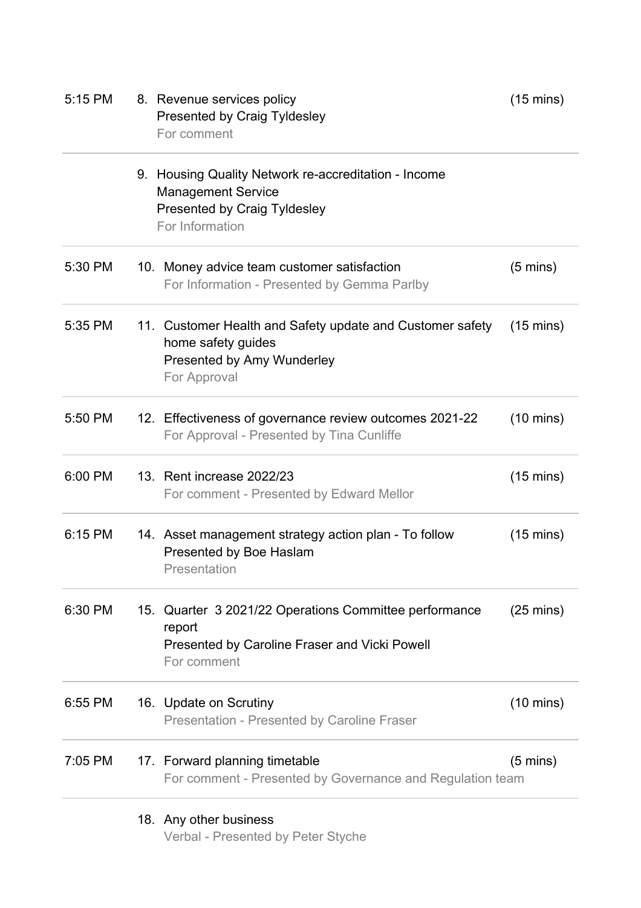| Time | Item | Duration |
|---|---|---|
| 5:15 PM | 8. Revenue services policy<br>Presented by Craig Tyldesley<br>For comment | (15 mins) |
| | 9. Housing Quality Network re-accreditation - Income Management Service<br>Presented by Craig Tyldesley<br>For Information | |
| 5:30 PM | 10. Money advice team customer satisfaction<br>For Information - Presented by Gemma Parlby | (5 mins) |
| 5:35 PM | 11. Customer Health and Safety update and Customer safety home safety guides<br>Presented by Amy Wunderley<br>For Approval | (15 mins) |
| 5:50 PM | 12. Effectiveness of governance review outcomes 2021-22<br>For Approval - Presented by Tina Cunliffe | (10 mins) |
| 6:00 PM | 13. Rent increase 2022/23<br>For comment - Presented by Edward Mellor | (15 mins) |
| 6:15 PM | 14. Asset management strategy action plan - To follow<br>Presented by Boe Haslam<br>Presentation | (15 mins) |
| 6:30 PM | 15. Quarter 3 2021/22 Operations Committee performance report<br>Presented by Caroline Fraser and Vicki Powell<br>For comment | (25 mins) |
| 6:55 PM | 16. Update on Scrutiny<br>Presentation - Presented by Caroline Fraser | (10 mins) |
| 7:05 PM | 17. Forward planning timetable<br>For comment - Presented by Governance and Regulation team | (5 mins) |
| | 18. Any other business<br>Verbal - Presented by Peter Styche | |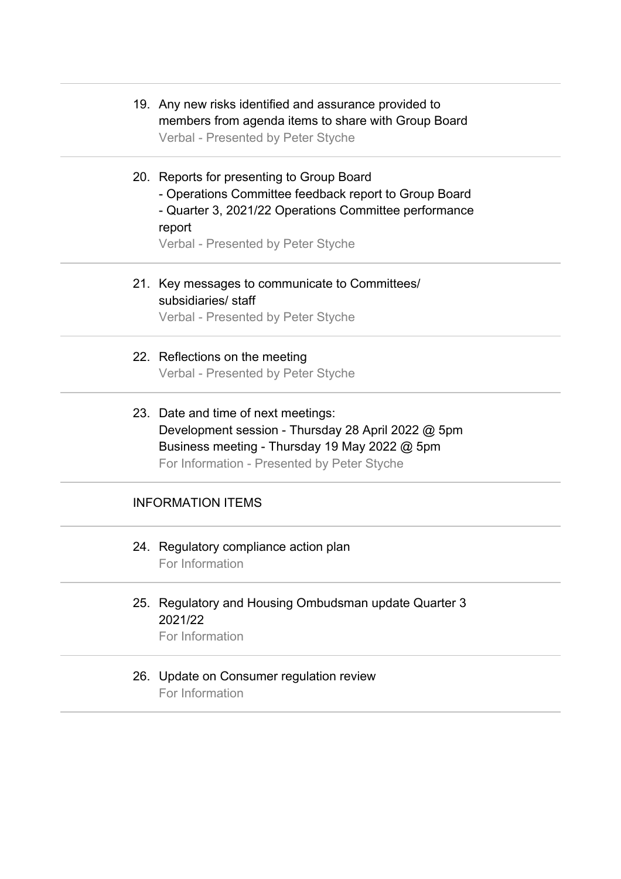19. Any new risks identified and assurance provided to members from agenda items to share with Group Board
    Verbal - Presented by Peter Styche

20. Reports for presenting to Group Board
    - Operations Committee feedback report to Group Board
    - Quarter 3, 2021/22 Operations Committee performance report
    
    Verbal - Presented by Peter Styche

21. Key messages to communicate to Committees/ subsidiaries/ staff
    Verbal - Presented by Peter Styche

22. Reflections on the meeting
    Verbal - Presented by Peter Styche

23. Date and time of next meetings:
    Development session - Thursday 28 April 2022 @ 5pm
    Business meeting - Thursday 19 May 2022 @ 5pm
    For Information - Presented by Peter Styche

INFORMATION ITEMS

24. Regulatory compliance action plan
    For Information

25. Regulatory and Housing Ombudsman update Quarter 3 2021/22
    For Information

26. Update on Consumer regulation review
    For Information